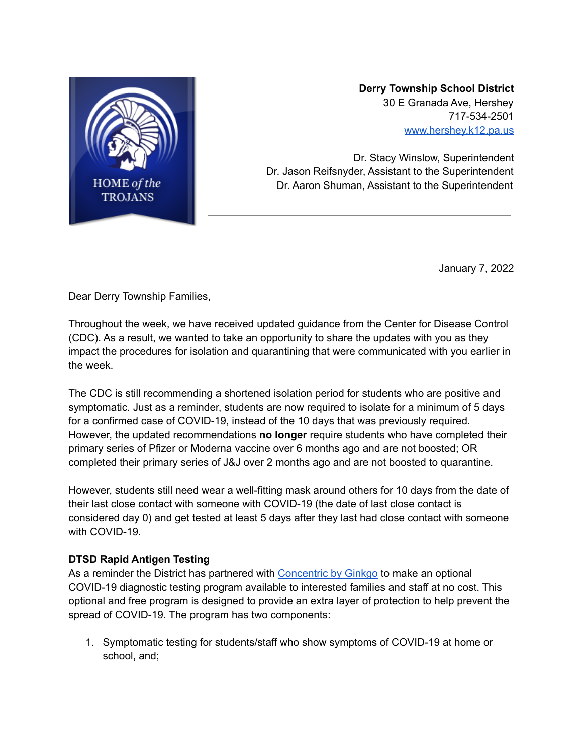HOME *of the* TROJANS

**Derry Township School District**
30 E Granada Ave, Hershey
717-534-2501
[www.hershey.k12.pa.us](http://www.hershey.k12.pa.us)

Dr. Stacy Winslow, Superintendent
Dr. Jason Reifsnyder, Assistant to the Superintendent
Dr. Aaron Shuman, Assistant to the Superintendent

---

January 7, 2022

Dear Derry Township Families,

Throughout the week, we have received updated guidance from the Center for Disease Control (CDC). As a result, we wanted to take an opportunity to share the updates with you as they impact the procedures for isolation and quarantining that were communicated with you earlier in the week.

The CDC is still recommending a shortened isolation period for students who are positive and symptomatic. Just as a reminder, students are now required to isolate for a minimum of 5 days for a confirmed case of COVID-19, instead of the 10 days that was previously required. However, the updated recommendations **no longer** require students who have completed their primary series of Pfizer or Moderna vaccine over 6 months ago and are not boosted; OR completed their primary series of J&J over 2 months ago and are not boosted to quarantine.

However, students still need wear a well-fitting mask around others for 10 days from the date of their last close contact with someone with COVID-19 (the date of last close contact is considered day 0) and get tested at least 5 days after they last had close contact with someone with COVID-19.

**DTSD Rapid Antigen Testing**
As a reminder the District has partnered with [Concentric by Ginkgo]() to make an optional COVID-19 diagnostic testing program available to interested families and staff at no cost. This optional and free program is designed to provide an extra layer of protection to help prevent the spread of COVID-19. The program has two components:

1. Symptomatic testing for students/staff who show symptoms of COVID-19 at home or school, and;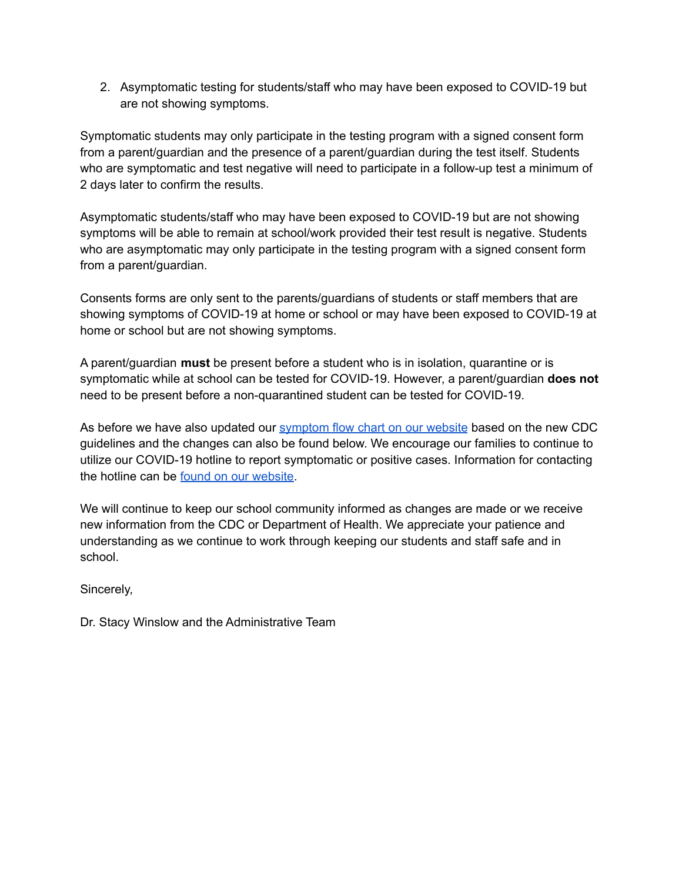2. Asymptomatic testing for students/staff who may have been exposed to COVID-19 but are not showing symptoms.

Symptomatic students may only participate in the testing program with a signed consent form from a parent/guardian and the presence of a parent/guardian during the test itself. Students who are symptomatic and test negative will need to participate in a follow-up test a minimum of 2 days later to confirm the results.

Asymptomatic students/staff who may have been exposed to COVID-19 but are not showing symptoms will be able to remain at school/work provided their test result is negative. Students who are asymptomatic may only participate in the testing program with a signed consent form from a parent/guardian.

Consents forms are only sent to the parents/guardians of students or staff members that are showing symptoms of COVID-19 at home or school or may have been exposed to COVID-19 at home or school but are not showing symptoms.

A parent/guardian **must** be present before a student who is in isolation, quarantine or is symptomatic while at school can be tested for COVID-19. However, a parent/guardian **does not** need to be present before a non-quarantined student can be tested for COVID-19.

As before we have also updated our symptom flow chart on our website based on the new CDC guidelines and the changes can also be found below. We encourage our families to continue to utilize our COVID-19 hotline to report symptomatic or positive cases. Information for contacting the hotline can be found on our website.

We will continue to keep our school community informed as changes are made or we receive new information from the CDC or Department of Health. We appreciate your patience and understanding as we continue to work through keeping our students and staff safe and in school.

Sincerely,

Dr. Stacy Winslow and the Administrative Team